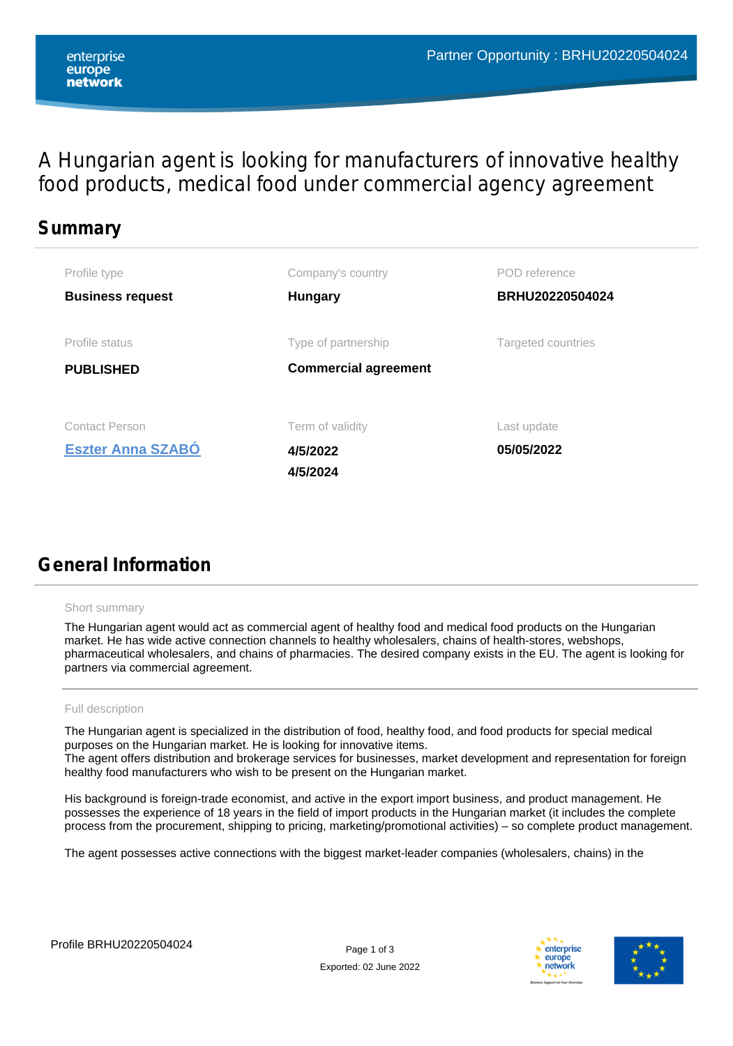Partner Opportunity : BRHU20220504024

# A Hungarian agent is looking for manufacturers of innovative healthy food products, medical food under commercial agency agreement

## Summary

| Profile type | Company's country | POD reference |
|---|---|---|
| **Business request** | **Hungary** | **BRHU20220504024** |
| Profile status | Type of partnership | Targeted countries |
| **PUBLISHED** | **Commercial agreement** | |
| Contact Person | Term of validity | Last update |
| **Eszter Anna SZABÓ** | **4/5/2022** **4/5/2024** | **05/05/2022** |

## General Information

Short summary

The Hungarian agent would act as commercial agent of healthy food and medical food products on the Hungarian market. He has wide active connection channels to healthy wholesalers, chains of health-stores, webshops, pharmaceutical wholesalers, and chains of pharmacies. The desired company exists in the EU. The agent is looking for partners via commercial agreement.

Full description

The Hungarian agent is specialized in the distribution of food, healthy food, and food products for special medical purposes on the Hungarian market. He is looking for innovative items.
The agent offers distribution and brokerage services for businesses, market development and representation for foreign healthy food manufacturers who wish to be present on the Hungarian market.

His background is foreign-trade economist, and active in the export import business, and product management. He possesses the experience of 18 years in the field of import products in the Hungarian market (it includes the complete process from the procurement, shipping to pricing, marketing/promotional activities) – so complete product management.

The agent possesses active connections with the biggest market-leader companies (wholesalers, chains) in the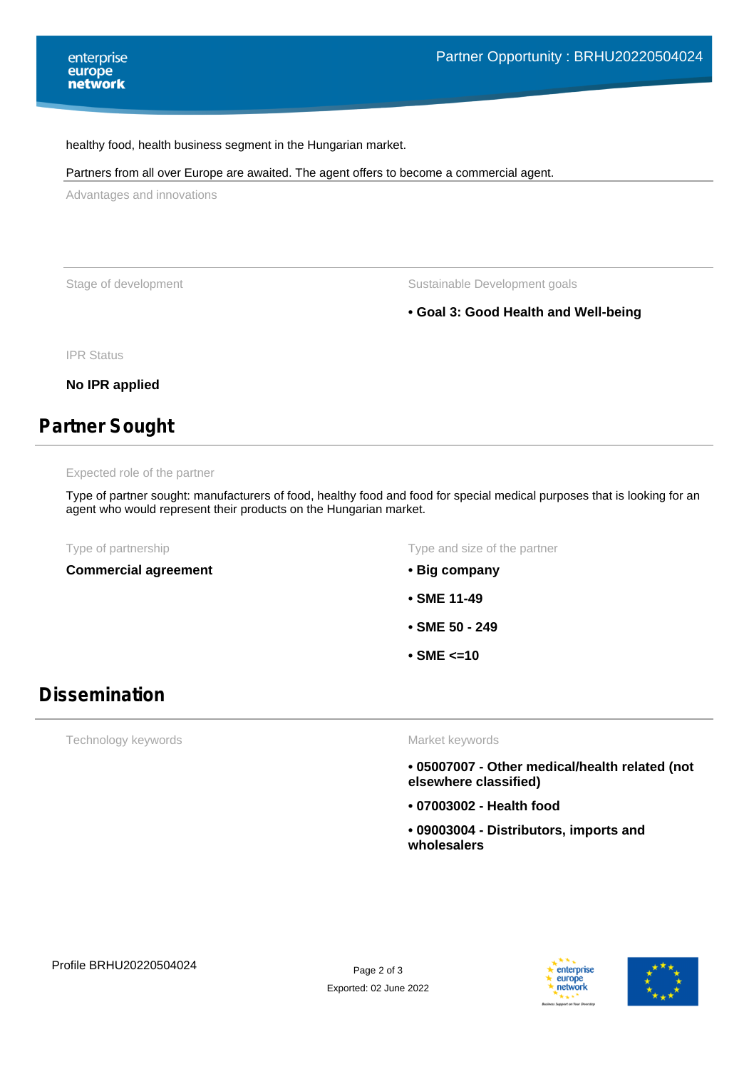healthy food, health business segment in the Hungarian market.

Partners from all over Europe are awaited. The agent offers to become a commercial agent.

Advantages and innovations

Stage of development

Sustainable Development goals

- **Goal 3: Good Health and Well-being**

IPR Status

**No IPR applied**

## Partner Sought

Expected role of the partner

Type of partner sought: manufacturers of food, healthy food and food for special medical purposes that is looking for an agent who would represent their products on the Hungarian market.

Type of partnership

**Commercial agreement**

Type and size of the partner

- **Big company**
- **SME 11-49**
- **SME 50 - 249**
- **SME <=10**

## Dissemination

Technology keywords

Market keywords

- **05007007 - Other medical/health related (not elsewhere classified)**
- **07003002 - Health food**
- **09003004 - Distributors, imports and wholesalers**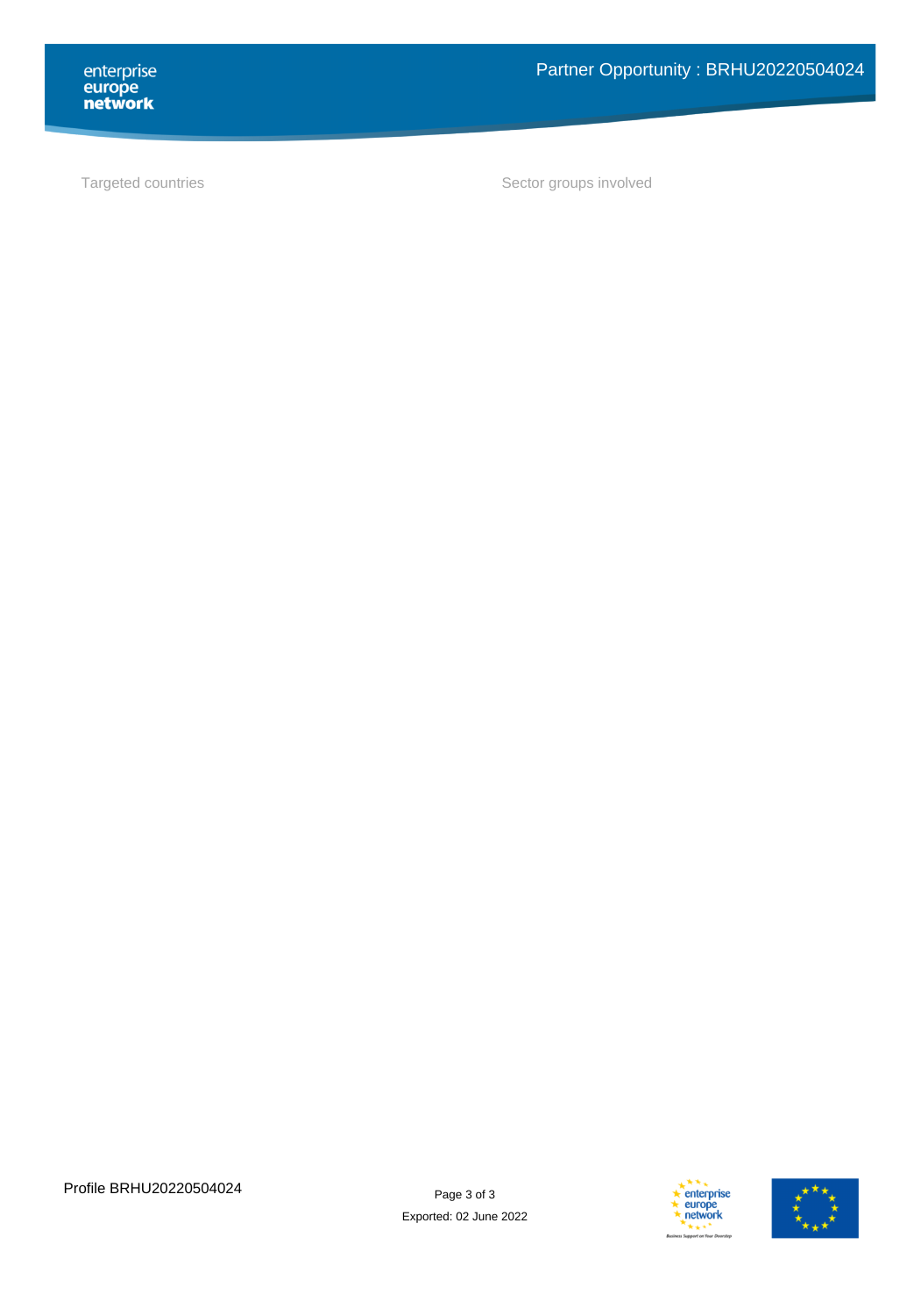Targeted countries

Sector groups involved